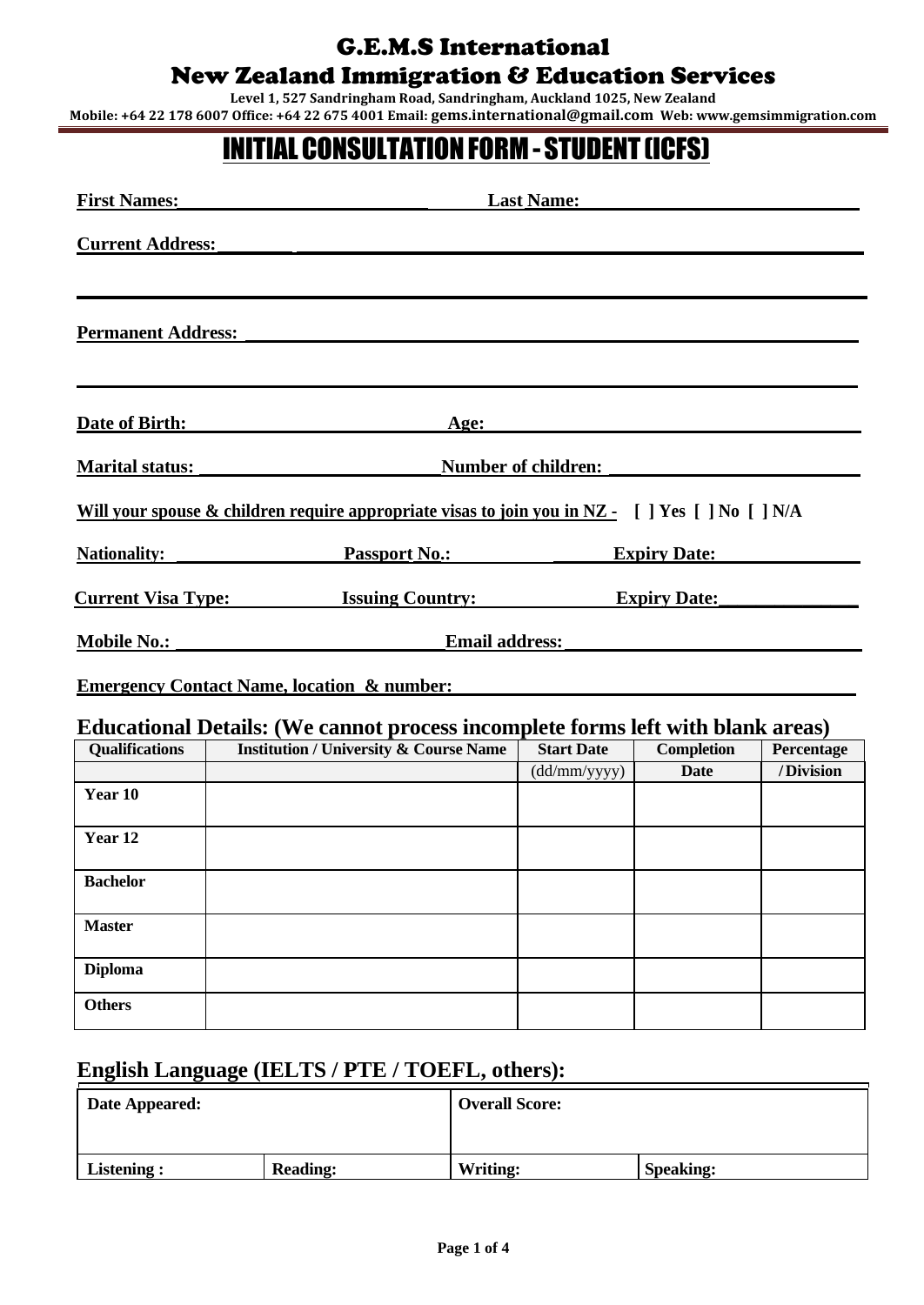# G.E.M.S International

## New Zealand Immigration & Education Services

**Level 1, 527 Sandringham Road, Sandringham, Auckland 1025, New Zealand**

**Mobile: +64 22 178 6007 Office: +64 22 675 4001 Email: gems.international@gmail.com Web: www.gemsimmigration.com**

# INITIAL CONSULTATION FORM - STUDENT (ICFS)

**First Names:**\_\_\_\_\_\_\_\_\_\_\_\_\_\_\_\_\_\_\_\_\_\_\_\_\_\_ **Last Name:**\_\_\_\_\_\_\_\_\_\_\_\_\_\_\_\_\_\_\_\_\_\_\_\_\_\_\_\_

**Current Address:**\_\_\_\_\_\_\_\_\_\_\_\_\_\_\_\_\_\_\_\_\_\_\_\_\_\_\_\_\_\_\_\_\_\_\_\_\_\_\_\_\_\_\_\_\_\_\_\_\_\_\_\_\_\_\_\_\_\_\_\_

\_\_\_\_\_\_\_\_\_\_\_\_\_\_\_\_\_\_\_\_\_\_\_\_\_\_\_\_\_\_\_\_\_\_\_\_\_\_\_\_\_\_\_\_\_\_\_\_\_\_\_\_\_\_\_\_\_\_\_\_\_\_\_\_\_\_\_\_\_\_\_\_\_\_\_\_

**Permanent Address:** \_\_\_\_\_\_\_\_\_\_\_\_\_\_\_\_\_\_\_\_\_\_\_\_\_\_\_\_\_\_\_\_\_\_\_\_\_\_\_\_\_\_\_\_\_\_\_\_\_\_\_\_\_\_\_\_\_\_

\_\_\_\_\_\_\_\_\_\_\_\_\_\_\_\_\_\_\_\_\_\_\_\_\_\_\_\_\_\_\_\_\_\_\_\_\_\_\_\_\_\_\_\_\_\_\_\_\_\_\_\_\_\_\_\_\_\_\_\_\_\_\_\_\_\_\_\_\_\_\_\_\_\_\_\_

**Date of Birth:**\_\_\_\_\_\_\_\_\_\_\_\_\_\_\_\_\_\_\_\_\_\_\_ **Age:**\_\_\_\_\_\_\_\_\_\_\_\_\_\_\_\_\_\_\_\_\_\_\_\_\_\_\_\_\_\_\_\_\_\_

**Marital status:** \_\_\_\_\_\_\_\_\_\_\_\_\_\_\_\_\_\_\_\_\_\_\_ **Number of children:** \_\_\_\_\_\_\_\_\_\_\_\_\_\_\_\_\_\_\_\_\_\_\_\_

**Will your spouse & children require appropriate visas to join you in NZ -** **[ ] Yes [ ] No [ ] N/A**

**Nationality:** \_\_\_\_\_\_\_\_\_\_\_\_\_\_\_\_\_ **Passport No.:**\_\_\_\_\_\_\_\_\_\_\_\_\_\_\_\_\_ **Expiry Date:**\_\_\_\_\_\_\_\_\_\_\_\_\_\_\_

**Current Visa Type:**\_\_\_\_\_\_\_\_\_\_ **Issuing Country:**\_\_\_\_\_\_\_\_\_\_\_\_\_\_ **Expiry Date:**\_\_\_\_\_\_\_\_\_\_\_\_\_\_

**Mobile No.:** \_\_\_\_\_\_\_\_\_\_\_\_\_\_\_\_\_\_\_\_\_\_\_\_\_\_\_ **Email address:**\_\_\_\_\_\_\_\_\_\_\_\_\_\_\_\_\_\_\_\_\_\_\_\_\_\_\_\_\_\_

**Emergency Contact Name, location & number:**\_\_\_\_\_\_\_\_\_\_\_\_\_\_\_\_\_\_\_\_\_\_\_\_\_\_\_\_\_\_\_\_\_\_\_\_\_\_\_\_

## Educational Details: (We cannot process incomplete forms left with blank areas)

| Qualifications | Institution / University & Course Name | Start Date (dd/mm/yyyy) | Completion Date | Percentage / Division |
|---|---|---|---|---|
| Year 10 | | | | |
| Year 12 | | | | |
| Bachelor | | | | |
| Master | | | | |
| Diploma | | | | |
| Others | | | | |

## English Language (IELTS / PTE / TOEFL, others):

| Date Appeared: | | Overall Score: | |
|---|---|---|---|
| **Listening :** | **Reading:** | **Writing:** | **Speaking:** |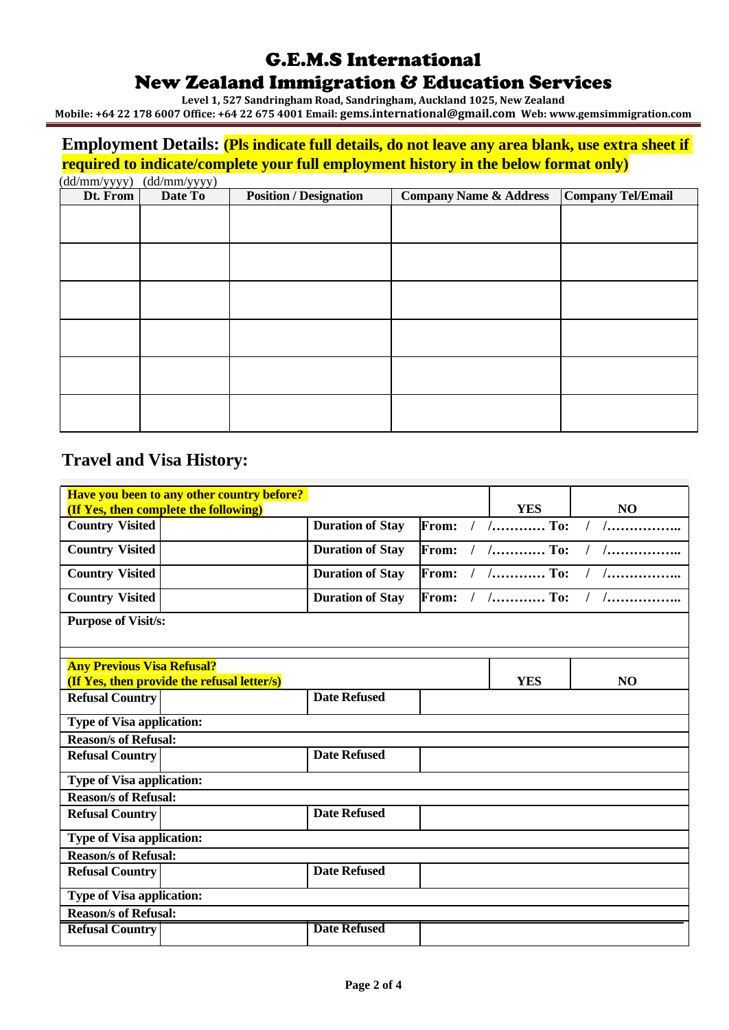# G.E.M.S International

## New Zealand Immigration & Education Services

Level 1, 527 Sandringham Road, Sandringham, Auckland 1025, New Zealand
Mobile: +64 22 178 6007 Office: +64 22 675 4001 Email: gems.international@gmail.com Web: www.gemsimmigration.com

## Employment Details: **(Pls indicate full details, do not leave any area blank, use extra sheet if required to indicate/complete your full employment history in the below format only)**

| Dt. From (dd/mm/yyyy) | Date To (dd/mm/yyyy) | Position / Designation | Company Name & Address | Company Tel/Email |
|---|---|---|---|---|
| | | | | |
| | | | | |
| | | | | |
| | | | | |
| | | | | |
| | | | | |

## Travel and Visa History:

| **Have you been to any other country before? (If Yes, then complete the following)** | | | | **YES** | **NO** |
|---|---|---|---|---|---|
| **Country Visited** | | **Duration of Stay** | **From:** / /………… **To:** / /…………….. | | |
| **Country Visited** | | **Duration of Stay** | **From:** / /………… **To:** / /…………….. | | |
| **Country Visited** | | **Duration of Stay** | **From:** / /………… **To:** / /…………….. | | |
| **Country Visited** | | **Duration of Stay** | **From:** / /………… **To:** / /…………….. | | |
| **Purpose of Visit/s:** | | | | | |

| **Any Previous Visa Refusal? (If Yes, then provide the refusal letter/s)** | | | | **YES** | **NO** |
|---|---|---|---|---|---|
| **Refusal Country** | | **Date Refused** | | | |
| **Type of Visa application:** | | | | | |
| **Reason/s of Refusal:** | | | | | |
| **Refusal Country** | | **Date Refused** | | | |
| **Type of Visa application:** | | | | | |
| **Reason/s of Refusal:** | | | | | |
| **Refusal Country** | | **Date Refused** | | | |
| **Type of Visa application:** | | | | | |
| **Reason/s of Refusal:** | | | | | |
| **Refusal Country** | | **Date Refused** | | | |
| **Type of Visa application:** | | | | | |
| **Reason/s of Refusal:** | | | | | |
| **Refusal Country** | | **Date Refused** | | | |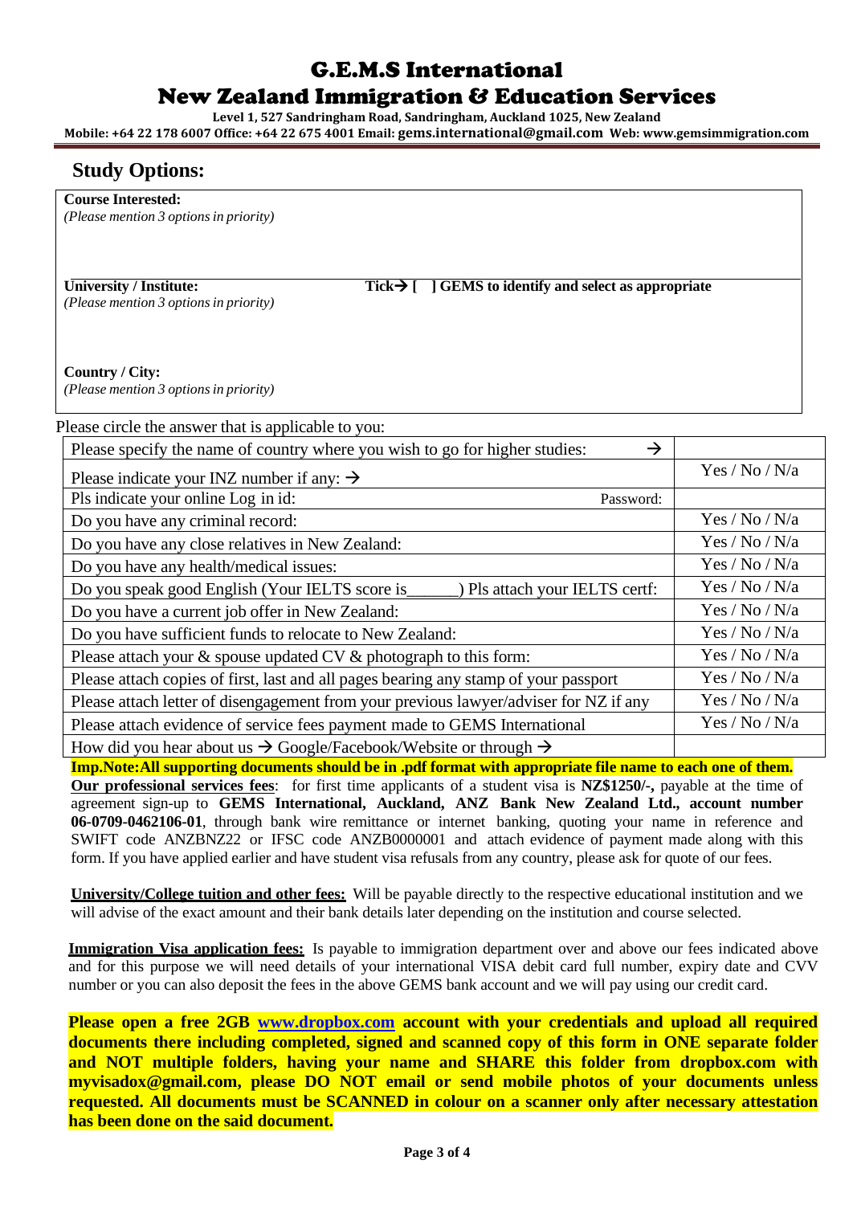# G.E.M.S International
## New Zealand Immigration & Education Services

**Level 1, 527 Sandringham Road, Sandringham, Auckland 1025, New Zealand**
**Mobile: +64 22 178 6007 Office: +64 22 675 4001 Email: gems.international@gmail.com Web: www.gemsimmigration.com**

## Study Options:

**Course Interested:**
*(Please mention 3 options in priority)*

**University / Institute:** **Tick→ [ ] GEMS to identify and select as appropriate**
*(Please mention 3 options in priority)*

**Country / City:**
*(Please mention 3 options in priority)*

Please circle the answer that is applicable to you:

| | |
|---|---|
| Please specify the name of country where you wish to go for higher studies: → | |
| Please indicate your INZ number if any: → | Yes / No / N/a |
| Pls indicate your online Log in id: Password: | |
| Do you have any criminal record: | Yes / No / N/a |
| Do you have any close relatives in New Zealand: | Yes / No / N/a |
| Do you have any health/medical issues: | Yes / No / N/a |
| Do you speak good English (Your IELTS score is______) Pls attach your IELTS certf: | Yes / No / N/a |
| Do you have a current job offer in New Zealand: | Yes / No / N/a |
| Do you have sufficient funds to relocate to New Zealand: | Yes / No / N/a |
| Please attach your & spouse updated CV & photograph to this form: | Yes / No / N/a |
| Please attach copies of first, last and all pages bearing any stamp of your passport | Yes / No / N/a |
| Please attach letter of disengagement from your previous lawyer/adviser for NZ if any | Yes / No / N/a |
| Please attach evidence of service fees payment made to GEMS International | Yes / No / N/a |
| How did you hear about us → Google/Facebook/Website or through → | |

**Imp.Note:All supporting documents should be in .pdf format with appropriate file name to each one of them.**

**Our professional services fees**: for first time applicants of a student visa is **NZ$1250/-,** payable at the time of agreement sign-up to **GEMS International, Auckland, ANZ Bank New Zealand Ltd., account number 06-0709-0462106-01**, through bank wire remittance or internet banking, quoting your name in reference and SWIFT code ANZBNZ22 or IFSC code ANZB0000001 and attach evidence of payment made along with this form. If you have applied earlier and have student visa refusals from any country, please ask for quote of our fees.

**University/College tuition and other fees:** Will be payable directly to the respective educational institution and we will advise of the exact amount and their bank details later depending on the institution and course selected.

**Immigration Visa application fees:** Is payable to immigration department over and above our fees indicated above and for this purpose we will need details of your international VISA debit card full number, expiry date and CVV number or you can also deposit the fees in the above GEMS bank account and we will pay using our credit card.

**Please open a free 2GB www.dropbox.com account with your credentials and upload all required documents there including completed, signed and scanned copy of this form in ONE separate folder and NOT multiple folders, having your name and SHARE this folder from dropbox.com with myvisadox@gmail.com, please DO NOT email or send mobile photos of your documents unless requested. All documents must be SCANNED in colour on a scanner only after necessary attestation has been done on the said document.**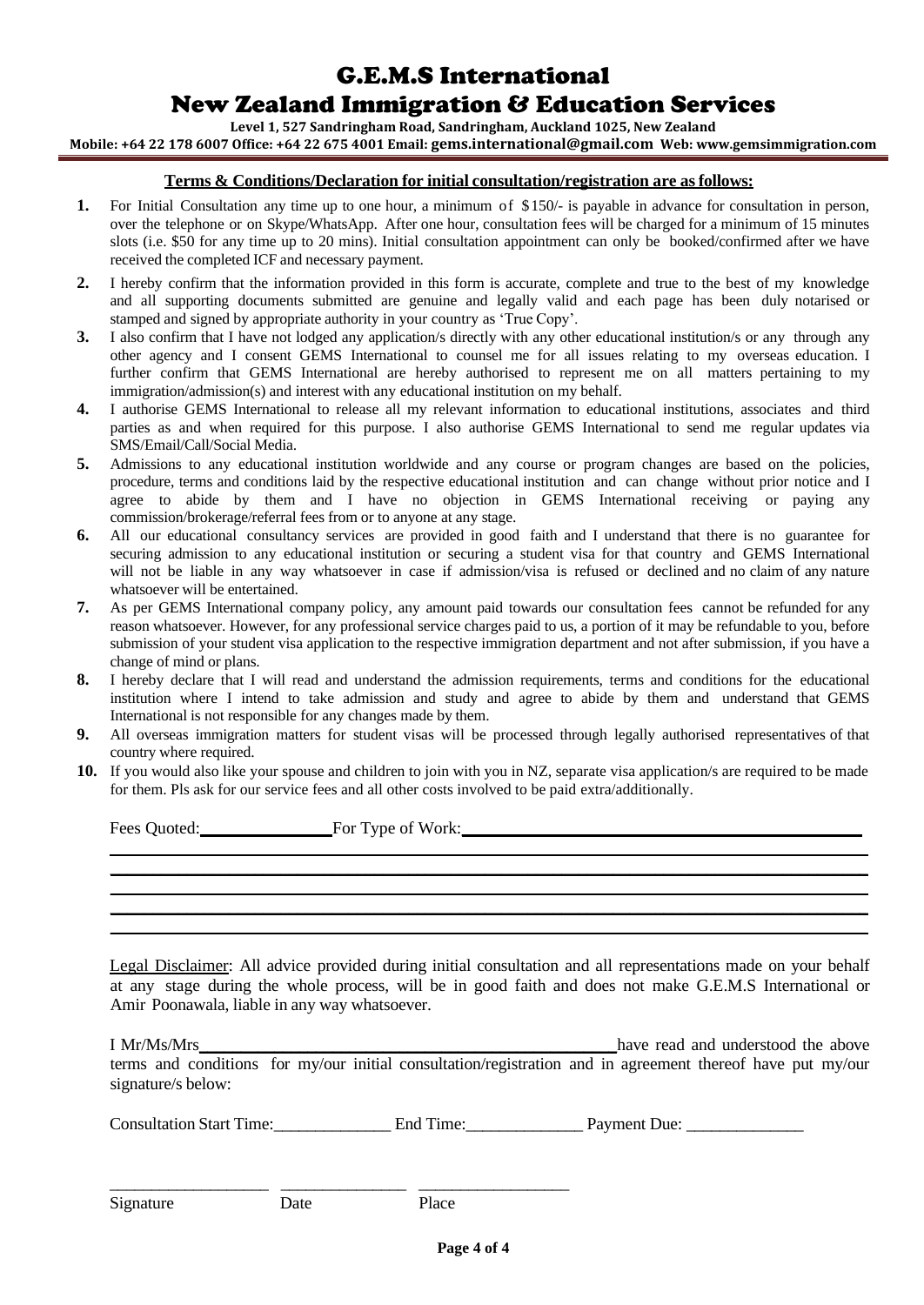# G.E.M.S International

## New Zealand Immigration & Education Services

**Level 1, 527 Sandringham Road, Sandringham, Auckland 1025, New Zealand**

**Mobile: +64 22 178 6007 Office: +64 22 675 4001 Email: gems.international@gmail.com Web: www.gemsimmigration.com**

**Terms & Conditions/Declaration for initial consultation/registration are as follows:**

1. For Initial Consultation any time up to one hour, a minimum of $150/- is payable in advance for consultation in person, over the telephone or on Skype/WhatsApp. After one hour, consultation fees will be charged for a minimum of 15 minutes slots (i.e. $50 for any time up to 20 mins). Initial consultation appointment can only be booked/confirmed after we have received the completed ICF and necessary payment.
2. I hereby confirm that the information provided in this form is accurate, complete and true to the best of my knowledge and all supporting documents submitted are genuine and legally valid and each page has been duly notarised or stamped and signed by appropriate authority in your country as 'True Copy'.
3. I also confirm that I have not lodged any application/s directly with any other educational institution/s or any through any other agency and I consent GEMS International to counsel me for all issues relating to my overseas education. I further confirm that GEMS International are hereby authorised to represent me on all matters pertaining to my immigration/admission(s) and interest with any educational institution on my behalf.
4. I authorise GEMS International to release all my relevant information to educational institutions, associates and third parties as and when required for this purpose. I also authorise GEMS International to send me regular updates via SMS/Email/Call/Social Media.
5. Admissions to any educational institution worldwide and any course or program changes are based on the policies, procedure, terms and conditions laid by the respective educational institution and can change without prior notice and I agree to abide by them and I have no objection in GEMS International receiving or paying any commission/brokerage/referral fees from or to anyone at any stage.
6. All our educational consultancy services are provided in good faith and I understand that there is no guarantee for securing admission to any educational institution or securing a student visa for that country and GEMS International will not be liable in any way whatsoever in case if admission/visa is refused or declined and no claim of any nature whatsoever will be entertained.
7. As per GEMS International company policy, any amount paid towards our consultation fees cannot be refunded for any reason whatsoever. However, for any professional service charges paid to us, a portion of it may be refundable to you, before submission of your student visa application to the respective immigration department and not after submission, if you have a change of mind or plans.
8. I hereby declare that I will read and understand the admission requirements, terms and conditions for the educational institution where I intend to take admission and study and agree to abide by them and understand that GEMS International is not responsible for any changes made by them.
9. All overseas immigration matters for student visas will be processed through legally authorised representatives of that country where required.
10. If you would also like your spouse and children to join with you in NZ, separate visa application/s are required to be made for them. Pls ask for our service fees and all other costs involved to be paid extra/additionally.

Fees Quoted:_______________ For Type of Work:_______________________________________________

_____________________________________________________________________________________

_____________________________________________________________________________________

_____________________________________________________________________________________

_____________________________________________________________________________________

_____________________________________________________________________________________

Legal Disclaimer: All advice provided during initial consultation and all representations made on your behalf at any stage during the whole process, will be in good faith and does not make G.E.M.S International or Amir Poonawala, liable in any way whatsoever.

I Mr/Ms/Mrs_______________________________________________ have read and understood the above terms and conditions for my/our initial consultation/registration and in agreement thereof have put my/our signature/s below:

Consultation Start Time:______________ End Time:______________ Payment Due: ______________

___________________ _______________ __________________

Signature Date Place